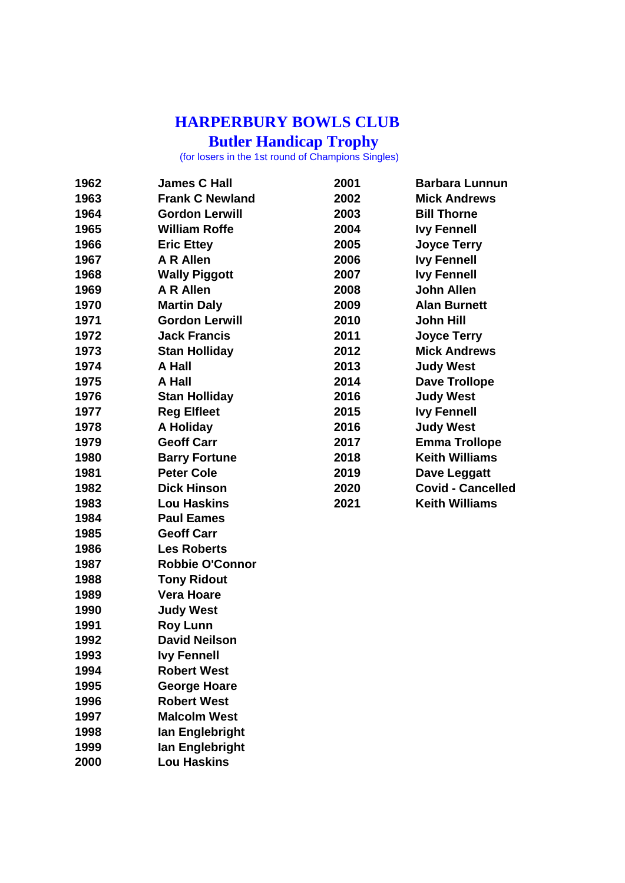# HARPERBURY BOWLS CLUB

## Butler Handicap Trophy

(for losers in the 1st round of Champions Singles)

| | |
|---|---|
| 1962 | James C Hall |
| 1963 | Frank C Newland |
| 1964 | Gordon Lerwill |
| 1965 | William Roffe |
| 1966 | Eric Ettey |
| 1967 | A R Allen |
| 1968 | Wally Piggott |
| 1969 | A R Allen |
| 1970 | Martin Daly |
| 1971 | Gordon Lerwill |
| 1972 | Jack Francis |
| 1973 | Stan Holliday |
| 1974 | A Hall |
| 1975 | A Hall |
| 1976 | Stan Holliday |
| 1977 | Reg Elfleet |
| 1978 | A Holiday |
| 1979 | Geoff Carr |
| 1980 | Barry Fortune |
| 1981 | Peter Cole |
| 1982 | Dick Hinson |
| 1983 | Lou Haskins |
| 1984 | Paul Eames |
| 1985 | Geoff Carr |
| 1986 | Les Roberts |
| 1987 | Robbie O'Connor |
| 1988 | Tony Ridout |
| 1989 | Vera Hoare |
| 1990 | Judy West |
| 1991 | Roy Lunn |
| 1992 | David Neilson |
| 1993 | Ivy Fennell |
| 1994 | Robert West |
| 1995 | George Hoare |
| 1996 | Robert West |
| 1997 | Malcolm West |
| 1998 | Ian Englebright |
| 1999 | Ian Englebright |
| 2000 | Lou Haskins |
| 2001 | Barbara Lunnun |
| 2002 | Mick Andrews |
| 2003 | Bill Thorne |
| 2004 | Ivy Fennell |
| 2005 | Joyce Terry |
| 2006 | Ivy Fennell |
| 2007 | Ivy Fennell |
| 2008 | John Allen |
| 2009 | Alan Burnett |
| 2010 | John Hill |
| 2011 | Joyce Terry |
| 2012 | Mick Andrews |
| 2013 | Judy West |
| 2014 | Dave Trollope |
| 2016 | Judy West |
| 2015 | Ivy Fennell |
| 2016 | Judy West |
| 2017 | Emma Trollope |
| 2018 | Keith Williams |
| 2019 | Dave Leggatt |
| 2020 | Covid - Cancelled |
| 2021 | Keith Williams |